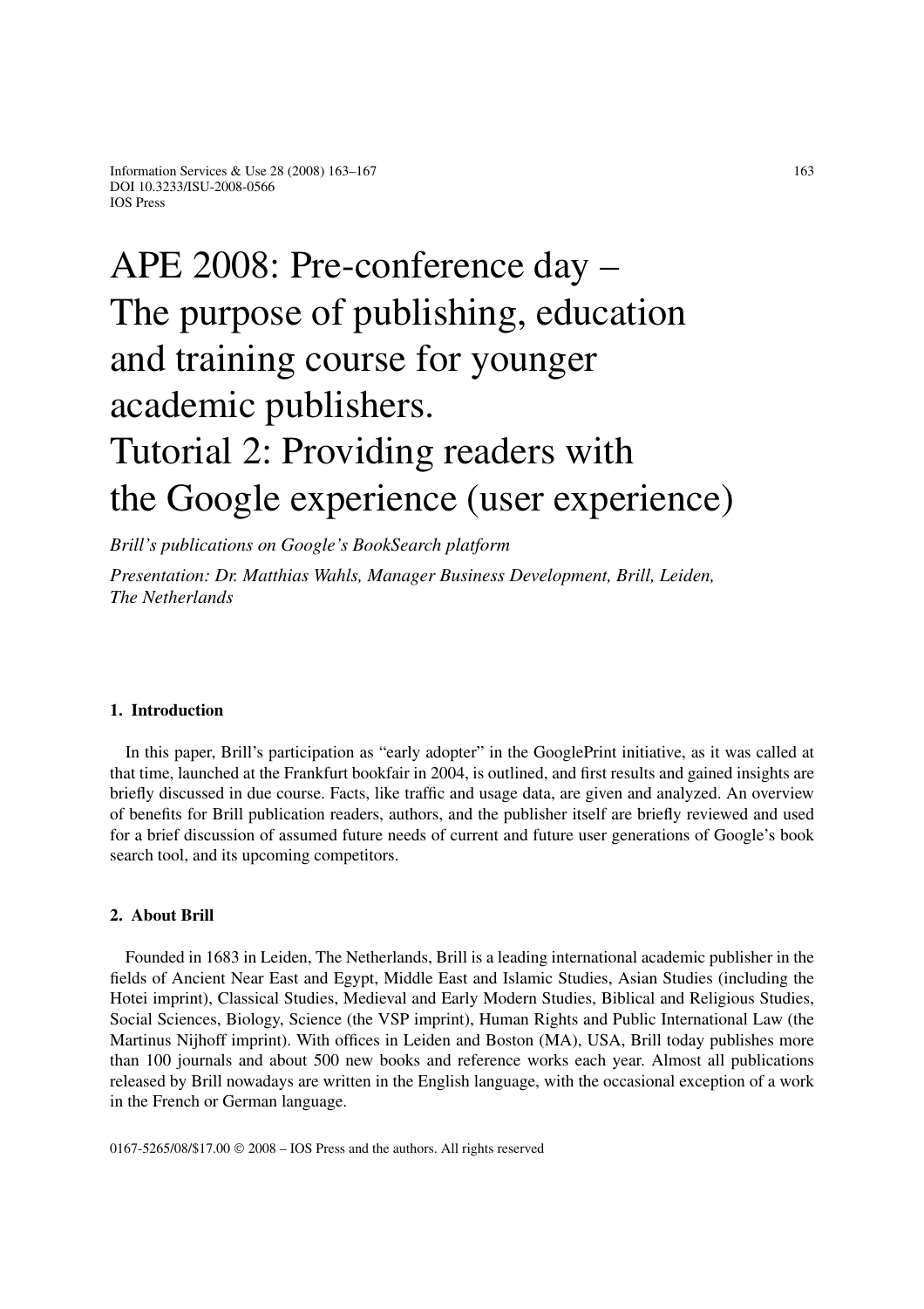# APE 2008: Pre-conference day – The purpose of publishing, education and training course for younger academic publishers. Tutorial 2: Providing readers with the Google experience (user experience)

*Brill's publications on Google's BookSearch platform*

*Presentation: Dr. Matthias Wahls, Manager Business Development, Brill, Leiden, The Netherlands*

## 1. Introduction

In this paper, Brill's participation as "early adopter" in the GooglePrint initiative, as it was called at that time, launched at the Frankfurt bookfair in 2004, is outlined, and first results and gained insights are briefly discussed in due course. Facts, like traffic and usage data, are given and analyzed. An overview of benefits for Brill publication readers, authors, and the publisher itself are briefly reviewed and used for a brief discussion of assumed future needs of current and future user generations of Google's book search tool, and its upcoming competitors.

## 2. About Brill

Founded in 1683 in Leiden, The Netherlands, Brill is a leading international academic publisher in the fields of Ancient Near East and Egypt, Middle East and Islamic Studies, Asian Studies (including the Hotei imprint), Classical Studies, Medieval and Early Modern Studies, Biblical and Religious Studies, Social Sciences, Biology, Science (the VSP imprint), Human Rights and Public International Law (the Martinus Nijhoff imprint). With offices in Leiden and Boston (MA), USA, Brill today publishes more than 100 journals and about 500 new books and reference works each year. Almost all publications released by Brill nowadays are written in the English language, with the occasional exception of a work in the French or German language.

0167-5265/08/$17.00 © 2008 – IOS Press and the authors. All rights reserved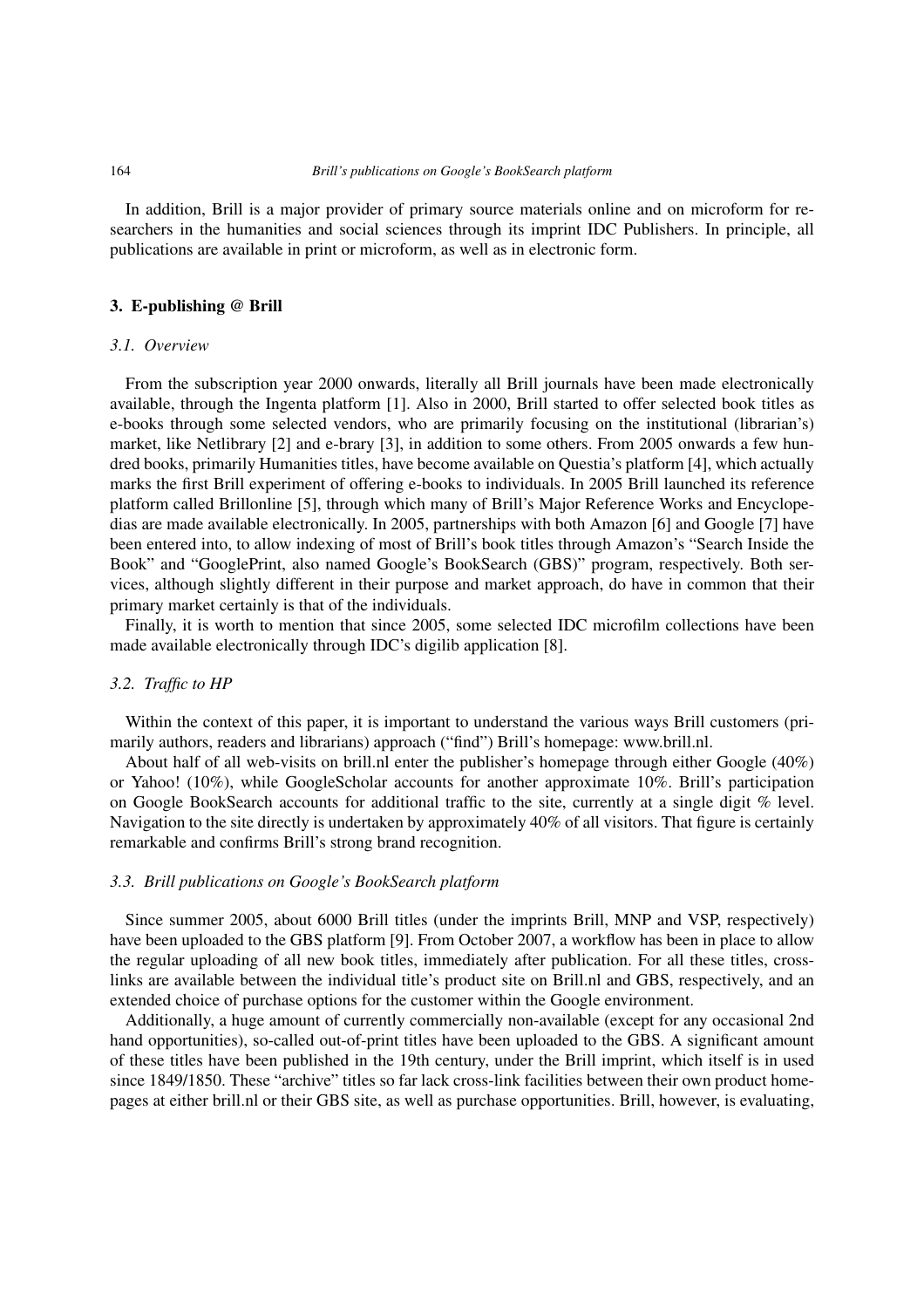In addition, Brill is a major provider of primary source materials online and on microform for researchers in the humanities and social sciences through its imprint IDC Publishers. In principle, all publications are available in print or microform, as well as in electronic form.

## 3. E-publishing @ Brill

### *3.1. Overview*

From the subscription year 2000 onwards, literally all Brill journals have been made electronically available, through the Ingenta platform [1]. Also in 2000, Brill started to offer selected book titles as e-books through some selected vendors, who are primarily focusing on the institutional (librarian's) market, like Netlibrary [2] and e-brary [3], in addition to some others. From 2005 onwards a few hundred books, primarily Humanities titles, have become available on Questia's platform [4], which actually marks the first Brill experiment of offering e-books to individuals. In 2005 Brill launched its reference platform called Brillonline [5], through which many of Brill's Major Reference Works and Encyclopedias are made available electronically. In 2005, partnerships with both Amazon [6] and Google [7] have been entered into, to allow indexing of most of Brill's book titles through Amazon's "Search Inside the Book" and "GooglePrint, also named Google's BookSearch (GBS)" program, respectively. Both services, although slightly different in their purpose and market approach, do have in common that their primary market certainly is that of the individuals.

Finally, it is worth to mention that since 2005, some selected IDC microfilm collections have been made available electronically through IDC's digilib application [8].

### *3.2. Traffic to HP*

Within the context of this paper, it is important to understand the various ways Brill customers (primarily authors, readers and librarians) approach ("find") Brill's homepage: www.brill.nl.

About half of all web-visits on brill.nl enter the publisher's homepage through either Google (40%) or Yahoo! (10%), while GoogleScholar accounts for another approximate 10%. Brill's participation on Google BookSearch accounts for additional traffic to the site, currently at a single digit % level. Navigation to the site directly is undertaken by approximately 40% of all visitors. That figure is certainly remarkable and confirms Brill's strong brand recognition.

### *3.3. Brill publications on Google's BookSearch platform*

Since summer 2005, about 6000 Brill titles (under the imprints Brill, MNP and VSP, respectively) have been uploaded to the GBS platform [9]. From October 2007, a workflow has been in place to allow the regular uploading of all new book titles, immediately after publication. For all these titles, cross-links are available between the individual title's product site on Brill.nl and GBS, respectively, and an extended choice of purchase options for the customer within the Google environment.

Additionally, a huge amount of currently commercially non-available (except for any occasional 2nd hand opportunities), so-called out-of-print titles have been uploaded to the GBS. A significant amount of these titles have been published in the 19th century, under the Brill imprint, which itself is in used since 1849/1850. These "archive" titles so far lack cross-link facilities between their own product homepages at either brill.nl or their GBS site, as well as purchase opportunities. Brill, however, is evaluating,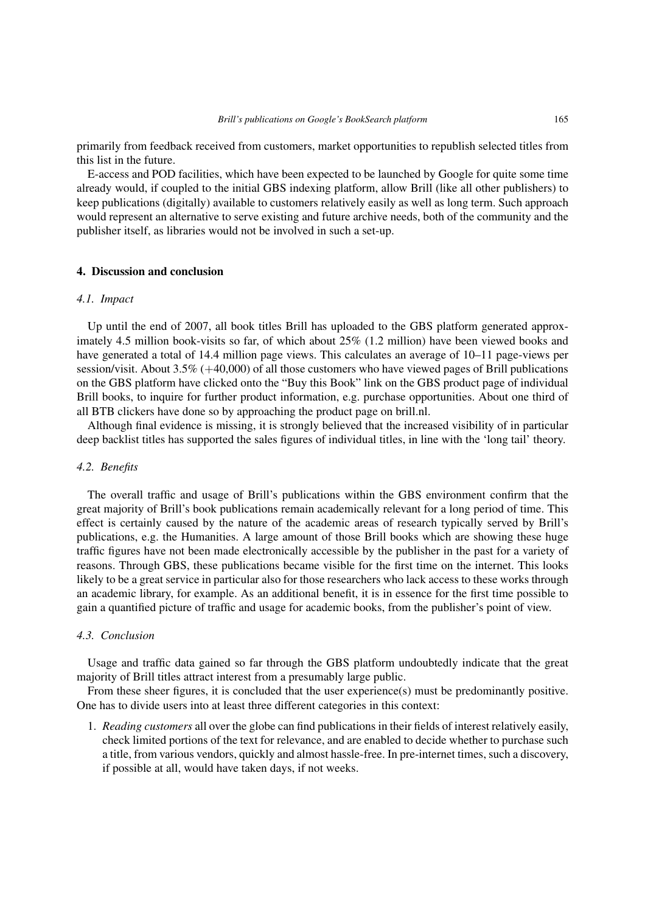primarily from feedback received from customers, market opportunities to republish selected titles from this list in the future.

E-access and POD facilities, which have been expected to be launched by Google for quite some time already would, if coupled to the initial GBS indexing platform, allow Brill (like all other publishers) to keep publications (digitally) available to customers relatively easily as well as long term. Such approach would represent an alternative to serve existing and future archive needs, both of the community and the publisher itself, as libraries would not be involved in such a set-up.

## 4. Discussion and conclusion

### *4.1. Impact*

Up until the end of 2007, all book titles Brill has uploaded to the GBS platform generated approximately 4.5 million book-visits so far, of which about 25% (1.2 million) have been viewed books and have generated a total of 14.4 million page views. This calculates an average of 10–11 page-views per session/visit. About 3.5% (+40,000) of all those customers who have viewed pages of Brill publications on the GBS platform have clicked onto the "Buy this Book" link on the GBS product page of individual Brill books, to inquire for further product information, e.g. purchase opportunities. About one third of all BTB clickers have done so by approaching the product page on brill.nl.

Although final evidence is missing, it is strongly believed that the increased visibility of in particular deep backlist titles has supported the sales figures of individual titles, in line with the 'long tail' theory.

### *4.2. Benefits*

The overall traffic and usage of Brill's publications within the GBS environment confirm that the great majority of Brill's book publications remain academically relevant for a long period of time. This effect is certainly caused by the nature of the academic areas of research typically served by Brill's publications, e.g. the Humanities. A large amount of those Brill books which are showing these huge traffic figures have not been made electronically accessible by the publisher in the past for a variety of reasons. Through GBS, these publications became visible for the first time on the internet. This looks likely to be a great service in particular also for those researchers who lack access to these works through an academic library, for example. As an additional benefit, it is in essence for the first time possible to gain a quantified picture of traffic and usage for academic books, from the publisher's point of view.

### *4.3. Conclusion*

Usage and traffic data gained so far through the GBS platform undoubtedly indicate that the great majority of Brill titles attract interest from a presumably large public.

From these sheer figures, it is concluded that the user experience(s) must be predominantly positive. One has to divide users into at least three different categories in this context:

1. *Reading customers* all over the globe can find publications in their fields of interest relatively easily, check limited portions of the text for relevance, and are enabled to decide whether to purchase such a title, from various vendors, quickly and almost hassle-free. In pre-internet times, such a discovery, if possible at all, would have taken days, if not weeks.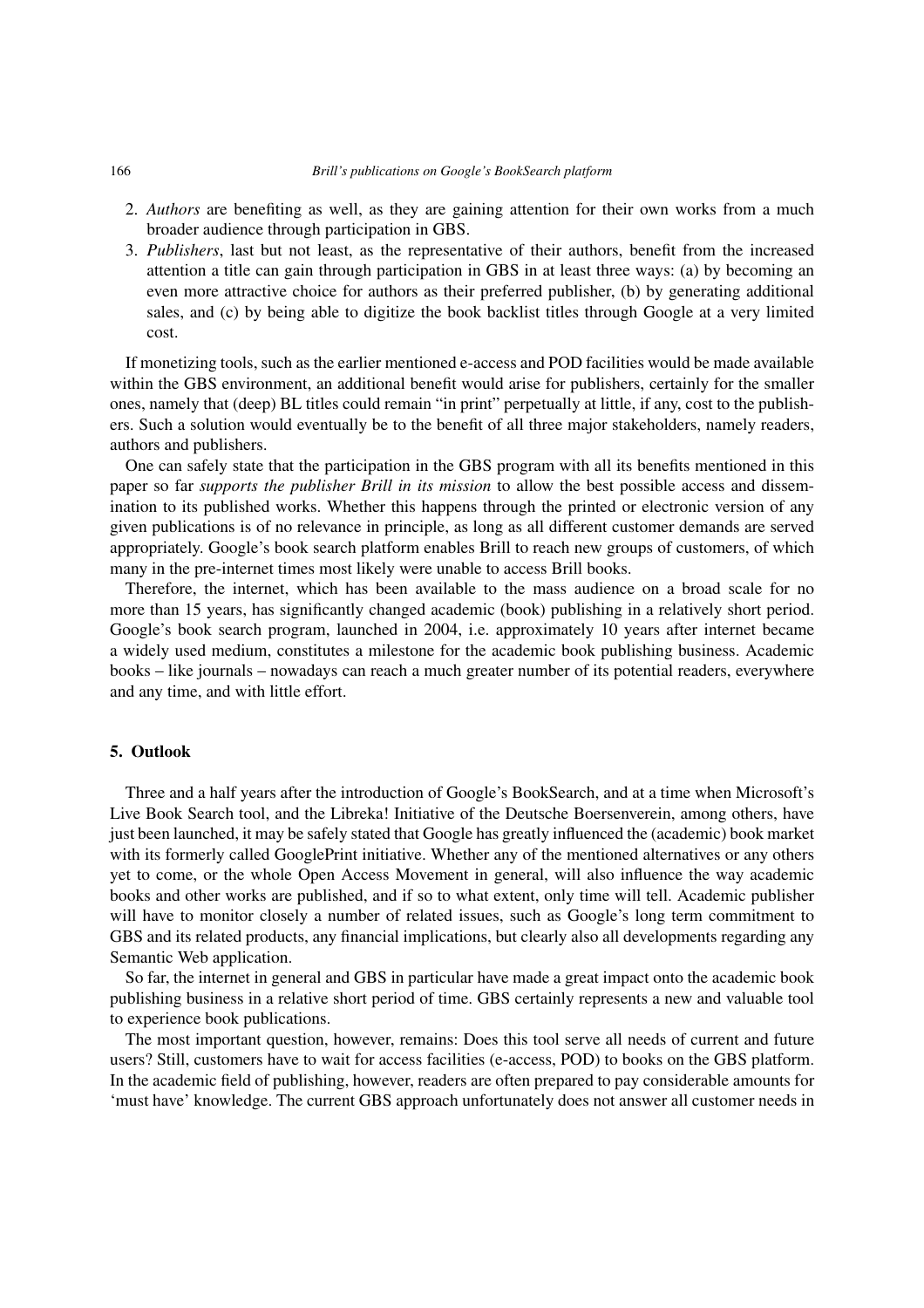2. *Authors* are benefiting as well, as they are gaining attention for their own works from a much broader audience through participation in GBS.
3. *Publishers*, last but not least, as the representative of their authors, benefit from the increased attention a title can gain through participation in GBS in at least three ways: (a) by becoming an even more attractive choice for authors as their preferred publisher, (b) by generating additional sales, and (c) by being able to digitize the book backlist titles through Google at a very limited cost.

If monetizing tools, such as the earlier mentioned e-access and POD facilities would be made available within the GBS environment, an additional benefit would arise for publishers, certainly for the smaller ones, namely that (deep) BL titles could remain "in print" perpetually at little, if any, cost to the publishers. Such a solution would eventually be to the benefit of all three major stakeholders, namely readers, authors and publishers.

One can safely state that the participation in the GBS program with all its benefits mentioned in this paper so far *supports the publisher Brill in its mission* to allow the best possible access and dissemination to its published works. Whether this happens through the printed or electronic version of any given publications is of no relevance in principle, as long as all different customer demands are served appropriately. Google's book search platform enables Brill to reach new groups of customers, of which many in the pre-internet times most likely were unable to access Brill books.

Therefore, the internet, which has been available to the mass audience on a broad scale for no more than 15 years, has significantly changed academic (book) publishing in a relatively short period. Google's book search program, launched in 2004, i.e. approximately 10 years after internet became a widely used medium, constitutes a milestone for the academic book publishing business. Academic books – like journals – nowadays can reach a much greater number of its potential readers, everywhere and any time, and with little effort.

## 5. Outlook

Three and a half years after the introduction of Google's BookSearch, and at a time when Microsoft's Live Book Search tool, and the Libreka! Initiative of the Deutsche Boersenverein, among others, have just been launched, it may be safely stated that Google has greatly influenced the (academic) book market with its formerly called GooglePrint initiative. Whether any of the mentioned alternatives or any others yet to come, or the whole Open Access Movement in general, will also influence the way academic books and other works are published, and if so to what extent, only time will tell. Academic publisher will have to monitor closely a number of related issues, such as Google's long term commitment to GBS and its related products, any financial implications, but clearly also all developments regarding any Semantic Web application.

So far, the internet in general and GBS in particular have made a great impact onto the academic book publishing business in a relative short period of time. GBS certainly represents a new and valuable tool to experience book publications.

The most important question, however, remains: Does this tool serve all needs of current and future users? Still, customers have to wait for access facilities (e-access, POD) to books on the GBS platform. In the academic field of publishing, however, readers are often prepared to pay considerable amounts for 'must have' knowledge. The current GBS approach unfortunately does not answer all customer needs in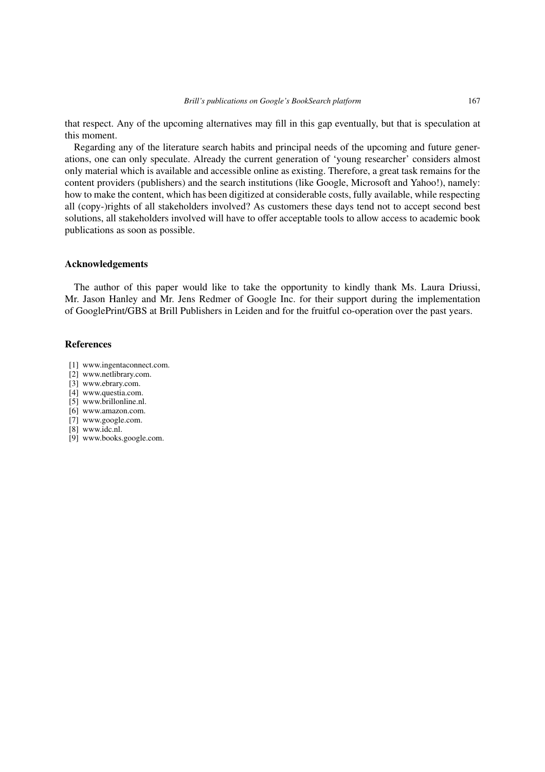that respect. Any of the upcoming alternatives may fill in this gap eventually, but that is speculation at this moment.

Regarding any of the literature search habits and principal needs of the upcoming and future generations, one can only speculate. Already the current generation of 'young researcher' considers almost only material which is available and accessible online as existing. Therefore, a great task remains for the content providers (publishers) and the search institutions (like Google, Microsoft and Yahoo!), namely: how to make the content, which has been digitized at considerable costs, fully available, while respecting all (copy-)rights of all stakeholders involved? As customers these days tend not to accept second best solutions, all stakeholders involved will have to offer acceptable tools to allow access to academic book publications as soon as possible.

## Acknowledgements

The author of this paper would like to take the opportunity to kindly thank Ms. Laura Driussi, Mr. Jason Hanley and Mr. Jens Redmer of Google Inc. for their support during the implementation of GooglePrint/GBS at Brill Publishers in Leiden and for the fruitful co-operation over the past years.

## References

[1] www.ingentaconnect.com.
[2] www.netlibrary.com.
[3] www.ebrary.com.
[4] www.questia.com.
[5] www.brillonline.nl.
[6] www.amazon.com.
[7] www.google.com.
[8] www.idc.nl.
[9] www.books.google.com.